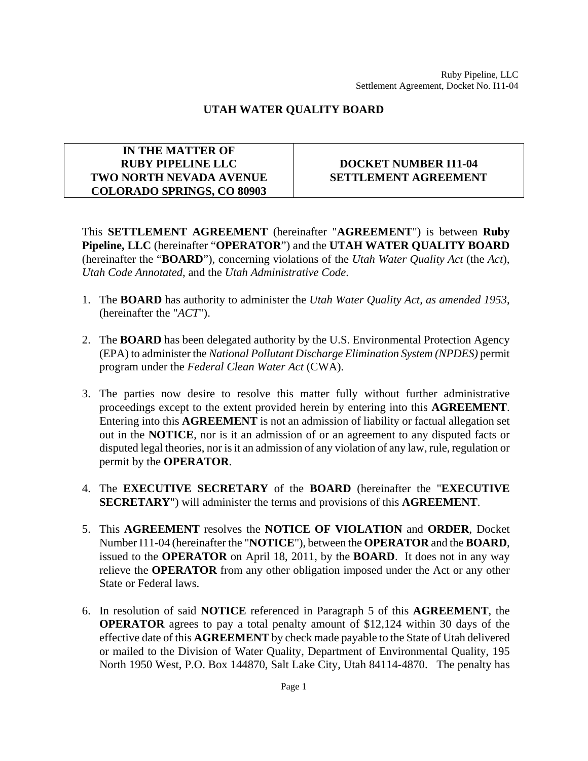# UTAH WATER QUALITY BOARD

| IN THE MATTER OF RUBY PIPELINE LLC TWO NORTH NEVADA AVENUE COLORADO SPRINGS, CO 80903 | DOCKET NUMBER I11-04 SETTLEMENT AGREEMENT |
| --- | --- |

This **SETTLEMENT AGREEMENT** (hereinafter "**AGREEMENT**") is between **Ruby Pipeline, LLC** (hereinafter "**OPERATOR**") and the **UTAH WATER QUALITY BOARD** (hereinafter the "**BOARD**"), concerning violations of the *Utah Water Quality Act* (the *Act*), *Utah Code Annotated*, and the *Utah Administrative Code*.

1. The **BOARD** has authority to administer the *Utah Water Quality Act, as amended 1953*, (hereinafter the "*ACT*").

2. The **BOARD** has been delegated authority by the U.S. Environmental Protection Agency (EPA) to administer the *National Pollutant Discharge Elimination System (NPDES)* permit program under the *Federal Clean Water Act* (CWA).

3. The parties now desire to resolve this matter fully without further administrative proceedings except to the extent provided herein by entering into this **AGREEMENT**. Entering into this **AGREEMENT** is not an admission of liability or factual allegation set out in the **NOTICE**, nor is it an admission of or an agreement to any disputed facts or disputed legal theories, nor is it an admission of any violation of any law, rule, regulation or permit by the **OPERATOR**.

4. The **EXECUTIVE SECRETARY** of the **BOARD** (hereinafter the "**EXECUTIVE SECRETARY**") will administer the terms and provisions of this **AGREEMENT**.

5. This **AGREEMENT** resolves the **NOTICE OF VIOLATION** and **ORDER**, Docket Number I11-04 (hereinafter the "**NOTICE**"), between the **OPERATOR** and the **BOARD**, issued to the **OPERATOR** on April 18, 2011, by the **BOARD**. It does not in any way relieve the **OPERATOR** from any other obligation imposed under the Act or any other State or Federal laws.

6. In resolution of said **NOTICE** referenced in Paragraph 5 of this **AGREEMENT**, the **OPERATOR** agrees to pay a total penalty amount of $12,124 within 30 days of the effective date of this **AGREEMENT** by check made payable to the State of Utah delivered or mailed to the Division of Water Quality, Department of Environmental Quality, 195 North 1950 West, P.O. Box 144870, Salt Lake City, Utah 84114-4870. The penalty has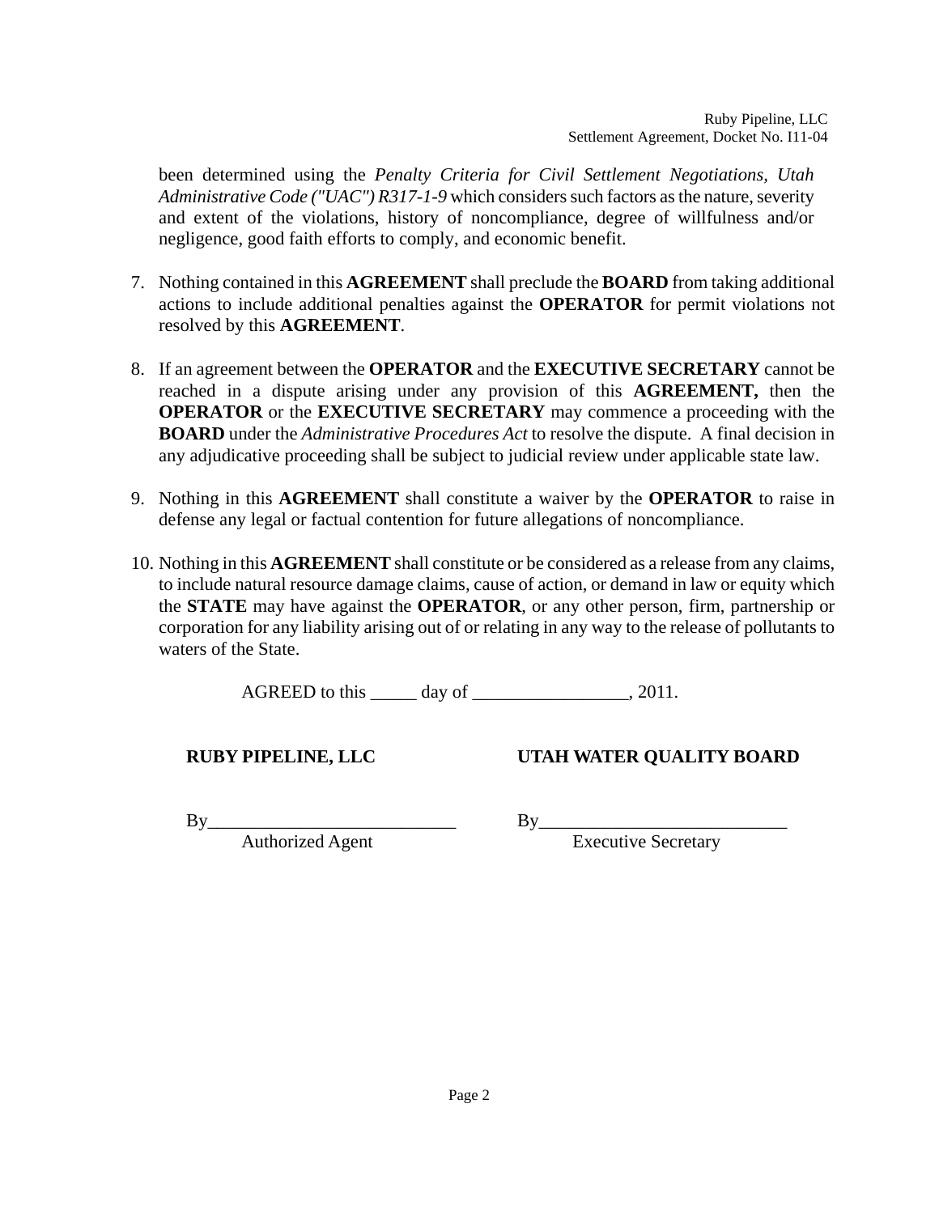been determined using the *Penalty Criteria for Civil Settlement Negotiations, Utah Administrative Code ("UAC") R317-1-9* which considers such factors as the nature, severity and extent of the violations, history of noncompliance, degree of willfulness and/or negligence, good faith efforts to comply, and economic benefit.

7. Nothing contained in this **AGREEMENT** shall preclude the **BOARD** from taking additional actions to include additional penalties against the **OPERATOR** for permit violations not resolved by this **AGREEMENT**.

8. If an agreement between the **OPERATOR** and the **EXECUTIVE SECRETARY** cannot be reached in a dispute arising under any provision of this **AGREEMENT,** then the **OPERATOR** or the **EXECUTIVE SECRETARY** may commence a proceeding with the **BOARD** under the *Administrative Procedures Act* to resolve the dispute. A final decision in any adjudicative proceeding shall be subject to judicial review under applicable state law.

9. Nothing in this **AGREEMENT** shall constitute a waiver by the **OPERATOR** to raise in defense any legal or factual contention for future allegations of noncompliance.

10. Nothing in this **AGREEMENT** shall constitute or be considered as a release from any claims, to include natural resource damage claims, cause of action, or demand in law or equity which the **STATE** may have against the **OPERATOR**, or any other person, firm, partnership or corporation for any liability arising out of or relating in any way to the release of pollutants to waters of the State.

AGREED to this _____ day of _________________, 2011.

**RUBY PIPELINE, LLC**

By___________________________
Authorized Agent

**UTAH WATER QUALITY BOARD**

By___________________________
Executive Secretary